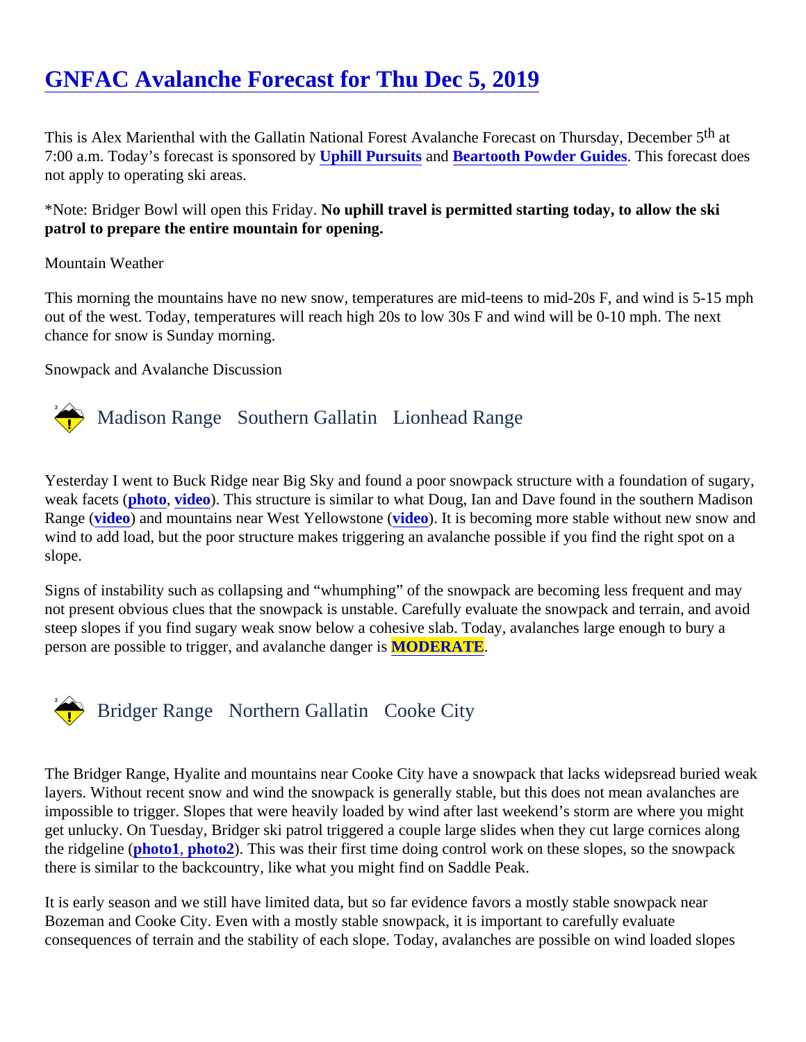# GNFAC Avalanche Forecast for Thu Dec 5, 2019

This is Alex Marienthal with the Gallatin National Forest Avalanche Forecast on Thursday, December 5th at 7:00 a.m. Today's forecast is sponsored by Uphill Pursuits and Beartooth Powder Guides. This forecast does not apply to operating ski areas.

*Note: Bridger Bowl will open this Friday. **No uphill travel is permitted starting today, to allow the ski patrol to prepare the entire mountain for opening.**

Mountain Weather

This morning the mountains have no new snow, temperatures are mid-teens to mid-20s F, and wind is 5-15 mph out of the west. Today, temperatures will reach high 20s to low 30s F and wind will be 0-10 mph. The next chance for snow is Sunday morning.

Snowpack and Avalanche Discussion

## Madison Range Southern Gallatin Lionhead Range

Yesterday I went to Buck Ridge near Big Sky and found a poor snowpack structure with a foundation of sugary, weak facets (photo, video). This structure is similar to what Doug, Ian and Dave found in the southern Madison Range (video) and mountains near West Yellowstone (video). It is becoming more stable without new snow and wind to add load, but the poor structure makes triggering an avalanche possible if you find the right spot on a slope.

Signs of instability such as collapsing and "whumphing" of the snowpack are becoming less frequent and may not present obvious clues that the snowpack is unstable. Carefully evaluate the snowpack and terrain, and avoid steep slopes if you find sugary weak snow below a cohesive slab. Today, avalanches large enough to bury a person are possible to trigger, and avalanche danger is MODERATE.

## Bridger Range Northern Gallatin Cooke City

The Bridger Range, Hyalite and mountains near Cooke City have a snowpack that lacks widepsread buried weak layers. Without recent snow and wind the snowpack is generally stable, but this does not mean avalanches are impossible to trigger. Slopes that were heavily loaded by wind after last weekend's storm are where you might get unlucky. On Tuesday, Bridger ski patrol triggered a couple large slides when they cut large cornices along the ridgeline (photo1, photo2). This was their first time doing control work on these slopes, so the snowpack there is similar to the backcountry, like what you might find on Saddle Peak.

It is early season and we still have limited data, but so far evidence favors a mostly stable snowpack near Bozeman and Cooke City. Even with a mostly stable snowpack, it is important to carefully evaluate consequences of terrain and the stability of each slope. Today, avalanches are possible on wind loaded slopes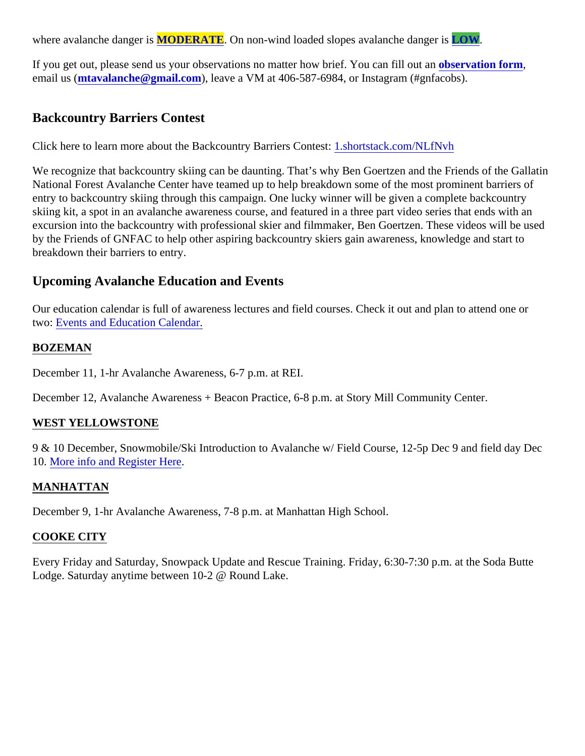where avalanche danger is **MODERATE**. On non-wind loaded slopes avalanche danger is **LOW**.

If you get out, please send us your observations no matter how brief. You can fill out an **observation form**, email us (**mtavalanche@gmail.com**), leave a VM at 406-587-6984, or Instagram (#gnfacobs).

## Backcountry Barriers Contest

Click here to learn more about the Backcountry Barriers Contest: 1.shortstack.com/NLfNvh

We recognize that backcountry skiing can be daunting. That's why Ben Goertzen and the Friends of the Gallatin National Forest Avalanche Center have teamed up to help breakdown some of the most prominent barriers of entry to backcountry skiing through this campaign. One lucky winner will be given a complete backcountry skiing kit, a spot in an avalanche awareness course, and featured in a three part video series that ends with an excursion into the backcountry with professional skier and filmmaker, Ben Goertzen. These videos will be used by the Friends of GNFAC to help other aspiring backcountry skiers gain awareness, knowledge and start to breakdown their barriers to entry.

## Upcoming Avalanche Education and Events

Our education calendar is full of awareness lectures and field courses. Check it out and plan to attend one or two: Events and Education Calendar.

**BOZEMAN**

December 11, 1-hr Avalanche Awareness, 6-7 p.m. at REI.

December 12, Avalanche Awareness + Beacon Practice, 6-8 p.m. at Story Mill Community Center.

**WEST YELLOWSTONE**

9 & 10 December, Snowmobile/Ski Introduction to Avalanche w/ Field Course, 12-5p Dec 9 and field day Dec 10. More info and Register Here.

**MANHATTAN**

December 9, 1-hr Avalanche Awareness, 7-8 p.m. at Manhattan High School.

**COOKE CITY**

Every Friday and Saturday, Snowpack Update and Rescue Training. Friday, 6:30-7:30 p.m. at the Soda Butte Lodge. Saturday anytime between 10-2 @ Round Lake.